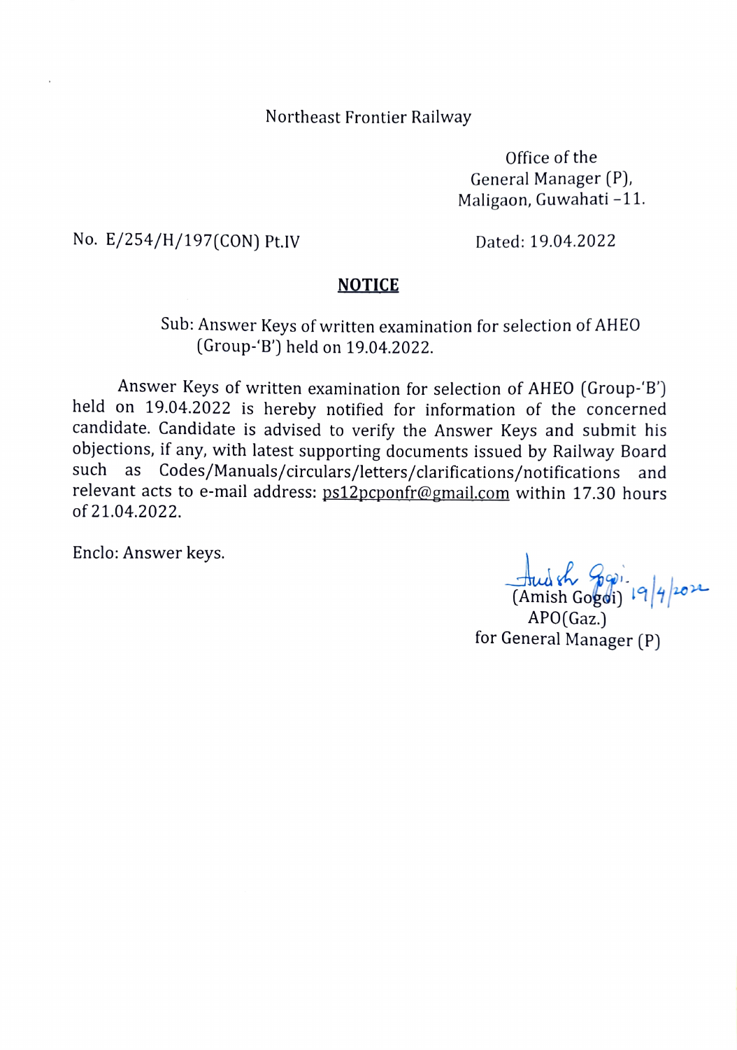Northeast Frontier Railway

Office of the
General Manager (P),
Maligaon, Guwahati -11.

No. E/254/H/197(CON) Pt.IV

Dated: 19.04.2022

## NOTICE

Sub: Answer Keys of written examination for selection of AHEO (Group-'B') held on 19.04.2022.

Answer Keys of written examination for selection of AHEO (Group-'B') held on 19.04.2022 is hereby notified for information of the concerned candidate. Candidate is advised to verify the Answer Keys and submit his objections, if any, with latest supporting documents issued by Railway Board such as Codes/Manuals/circulars/letters/clarifications/notifications and relevant acts to e-mail address: ps12pcponfr@gmail.com within 17.30 hours of 21.04.2022.

Enclo: Answer keys.

19/4/2022
(Amish Gogoi)
APO(Gaz.)
for General Manager (P)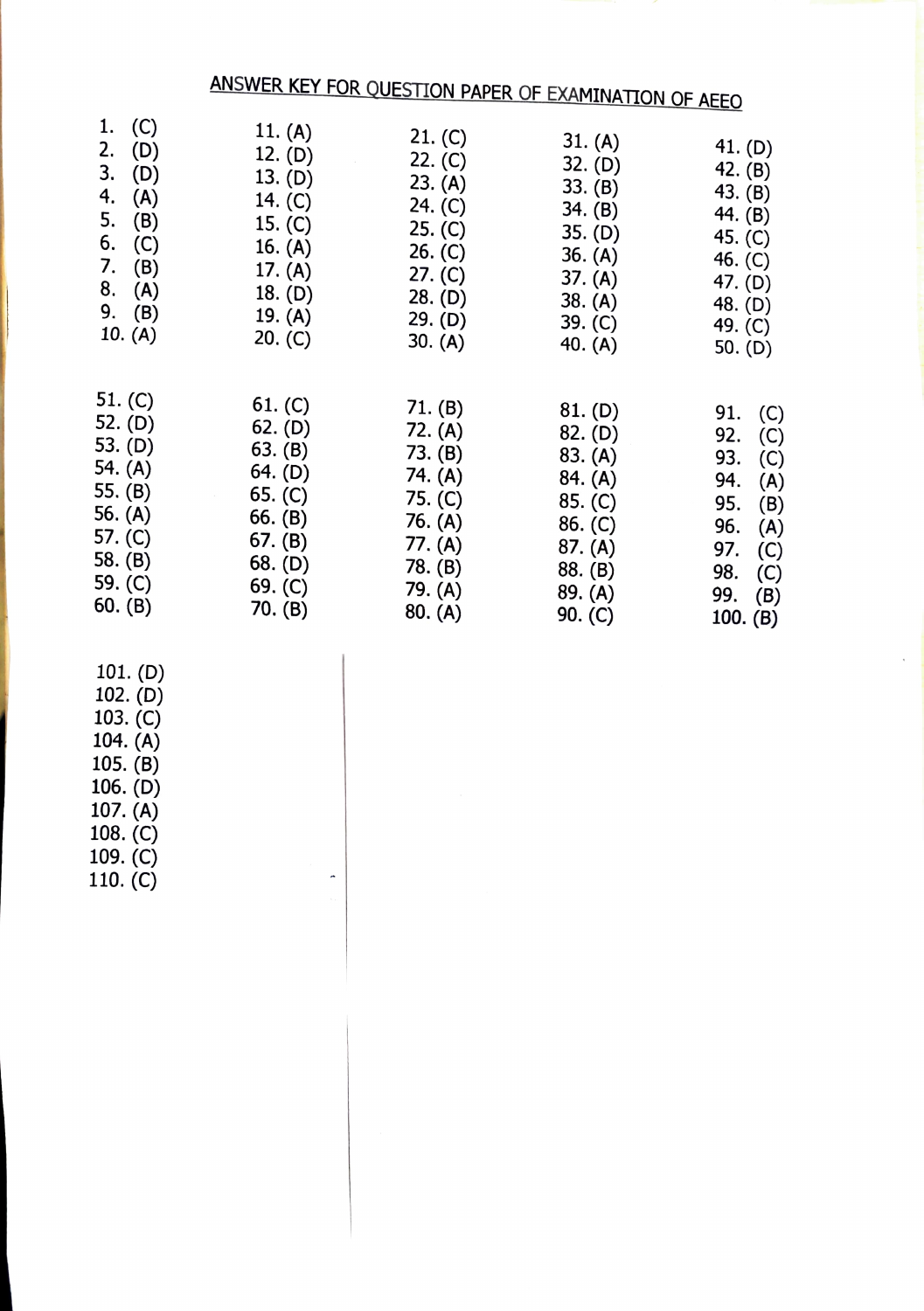# ANSWER KEY FOR QUESTION PAPER OF EXAMINATION OF AEEO

| | | | | |
|---|---|---|---|---|
| 1. (C) | 11. (A) | 21. (C) | 31. (A) | 41. (D) |
| 2. (D) | 12. (D) | 22. (C) | 32. (D) | 42. (B) |
| 3. (D) | 13. (D) | 23. (A) | 33. (B) | 43. (B) |
| 4. (A) | 14. (C) | 24. (C) | 34. (B) | 44. (B) |
| 5. (B) | 15. (C) | 25. (C) | 35. (D) | 45. (C) |
| 6. (C) | 16. (A) | 26. (C) | 36. (A) | 46. (C) |
| 7. (B) | 17. (A) | 27. (C) | 37. (A) | 47. (D) |
| 8. (A) | 18. (D) | 28. (D) | 38. (A) | 48. (D) |
| 9. (B) | 19. (A) | 29. (D) | 39. (C) | 49. (C) |
| 10. (A) | 20. (C) | 30. (A) | 40. (A) | 50. (D) |

| | | | | |
|---|---|---|---|---|
| 51. (C) | 61. (C) | 71. (B) | 81. (D) | 91. (C) |
| 52. (D) | 62. (D) | 72. (A) | 82. (D) | 92. (C) |
| 53. (D) | 63. (B) | 73. (B) | 83. (A) | 93. (C) |
| 54. (A) | 64. (D) | 74. (A) | 84. (A) | 94. (A) |
| 55. (B) | 65. (C) | 75. (C) | 85. (C) | 95. (B) |
| 56. (A) | 66. (B) | 76. (A) | 86. (C) | 96. (A) |
| 57. (C) | 67. (B) | 77. (A) | 87. (A) | 97. (C) |
| 58. (B) | 68. (D) | 78. (B) | 88. (B) | 98. (C) |
| 59. (C) | 69. (C) | 79. (A) | 89. (A) | 99. (B) |
| 60. (B) | 70. (B) | 80. (A) | 90. (C) | 100. (B) |

101. (D)
102. (D)
103. (C)
104. (A)
105. (B)
106. (D)
107. (A)
108. (C)
109. (C)
110. (C)